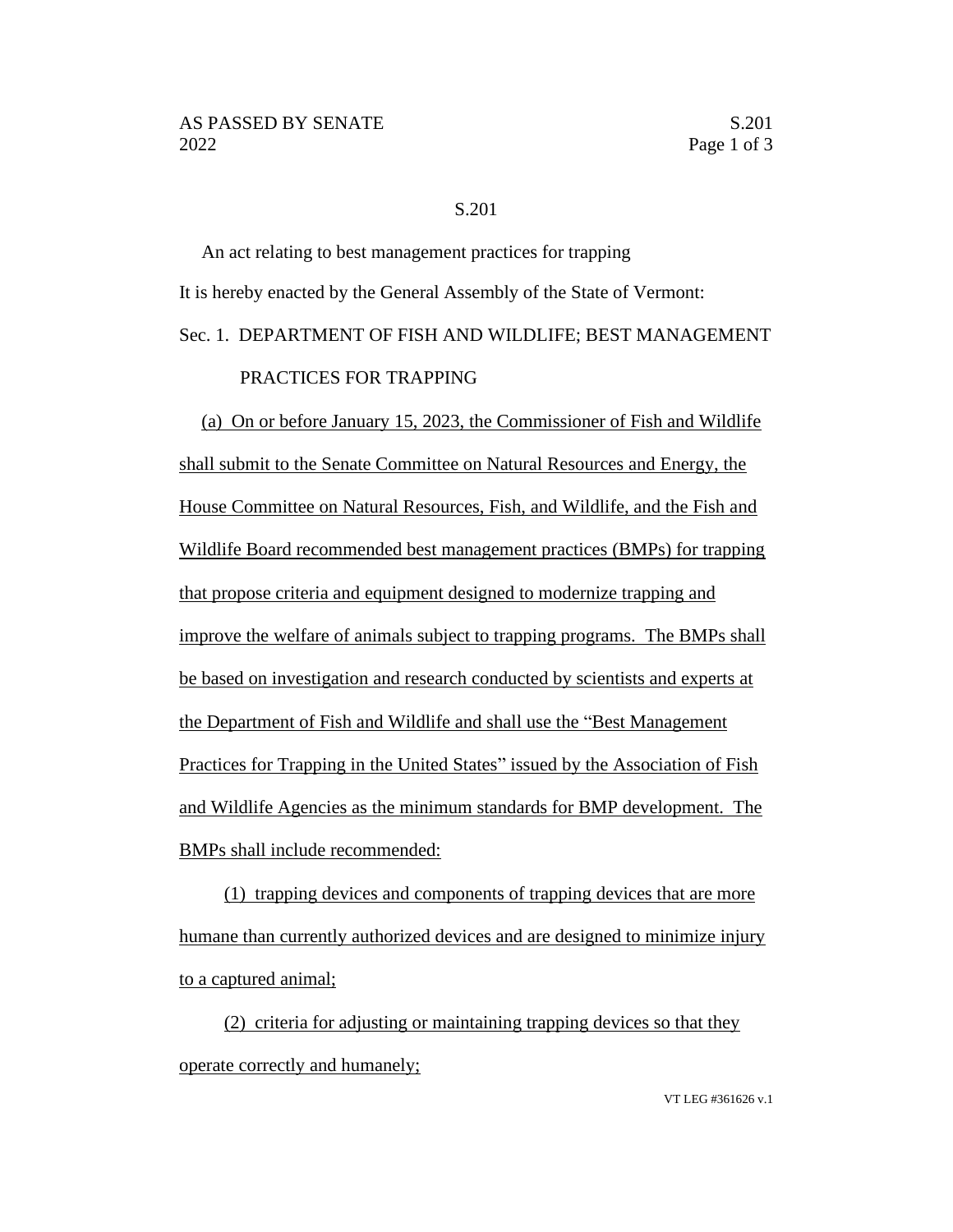# S.201

An act relating to best management practices for trapping

It is hereby enacted by the General Assembly of the State of Vermont:

## Sec. 1. DEPARTMENT OF FISH AND WILDLIFE; BEST MANAGEMENT PRACTICES FOR TRAPPING

(a) On or before January 15, 2023, the Commissioner of Fish and Wildlife shall submit to the Senate Committee on Natural Resources and Energy, the House Committee on Natural Resources, Fish, and Wildlife, and the Fish and Wildlife Board recommended best management practices (BMPs) for trapping that propose criteria and equipment designed to modernize trapping and improve the welfare of animals subject to trapping programs. The BMPs shall be based on investigation and research conducted by scientists and experts at the Department of Fish and Wildlife and shall use the "Best Management Practices for Trapping in the United States" issued by the Association of Fish and Wildlife Agencies as the minimum standards for BMP development. The BMPs shall include recommended:

(1) trapping devices and components of trapping devices that are more humane than currently authorized devices and are designed to minimize injury to a captured animal;

(2) criteria for adjusting or maintaining trapping devices so that they operate correctly and humanely;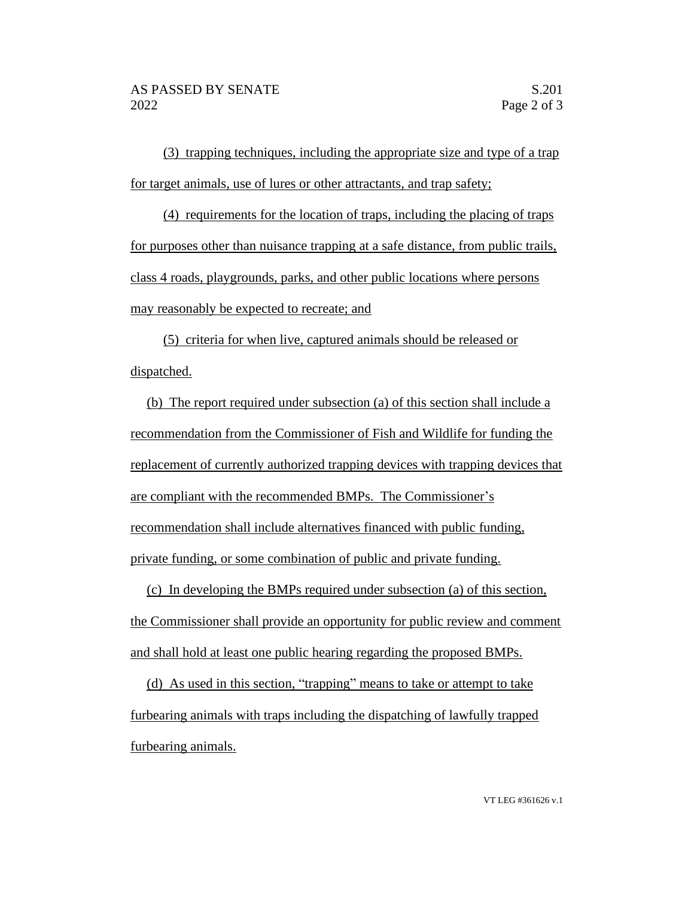(3) trapping techniques, including the appropriate size and type of a trap for target animals, use of lures or other attractants, and trap safety;

(4) requirements for the location of traps, including the placing of traps for purposes other than nuisance trapping at a safe distance, from public trails, class 4 roads, playgrounds, parks, and other public locations where persons may reasonably be expected to recreate; and

(5) criteria for when live, captured animals should be released or dispatched.

(b) The report required under subsection (a) of this section shall include a recommendation from the Commissioner of Fish and Wildlife for funding the replacement of currently authorized trapping devices with trapping devices that are compliant with the recommended BMPs. The Commissioner's recommendation shall include alternatives financed with public funding, private funding, or some combination of public and private funding.

(c) In developing the BMPs required under subsection (a) of this section, the Commissioner shall provide an opportunity for public review and comment and shall hold at least one public hearing regarding the proposed BMPs.

(d) As used in this section, "trapping" means to take or attempt to take furbearing animals with traps including the dispatching of lawfully trapped furbearing animals.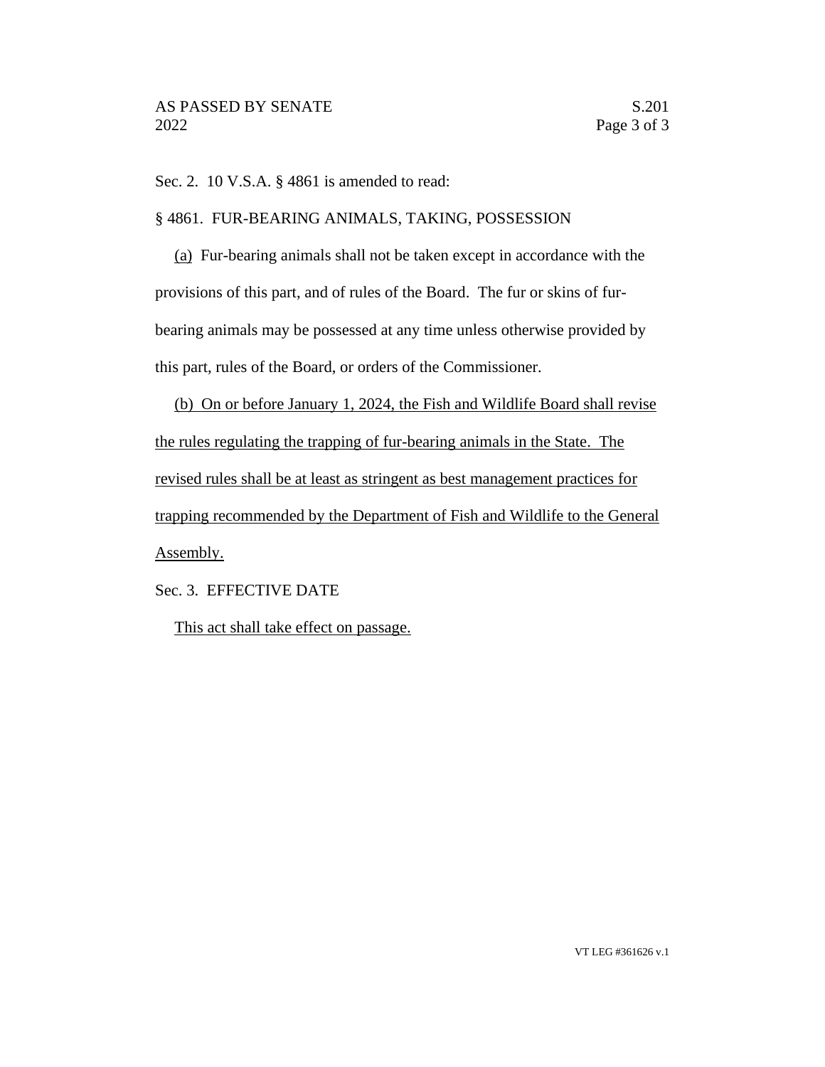Sec. 2. 10 V.S.A. § 4861 is amended to read:

§ 4861. FUR-BEARING ANIMALS, TAKING, POSSESSION

<u>(a)</u> Fur-bearing animals shall not be taken except in accordance with the provisions of this part, and of rules of the Board. The fur or skins of fur-bearing animals may be possessed at any time unless otherwise provided by this part, rules of the Board, or orders of the Commissioner.

<u>(b) On or before January 1, 2024, the Fish and Wildlife Board shall revise the rules regulating the trapping of fur-bearing animals in the State. The revised rules shall be at least as stringent as best management practices for trapping recommended by the Department of Fish and Wildlife to the General Assembly.</u>

Sec. 3. EFFECTIVE DATE

<u>This act shall take effect on passage.</u>